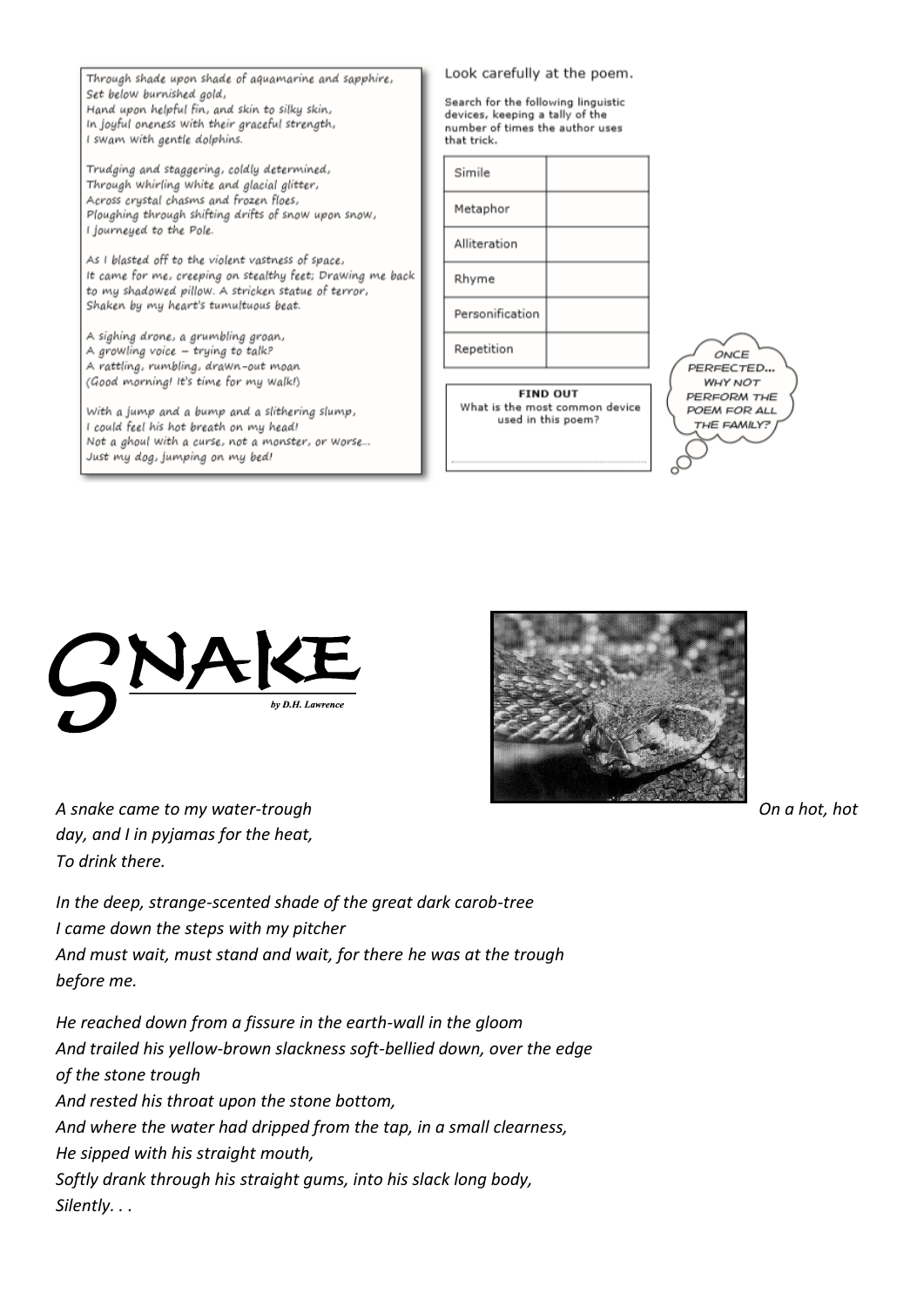Through shade upon shade of aquamarine and sapphire,
Set below burnished gold,
Hand upon helpful fin, and skin to silky skin,
In joyful oneness with their graceful strength,
I swam with gentle dolphins.

Trudging and staggering, coldly determined,
Through whirling white and glacial glitter,
Across crystal chasms and frozen floes,
Ploughing through shifting drifts of snow upon snow,
I journeyed to the Pole.

As I blasted off to the violent vastness of space,
It came for me, creeping on stealthy feet; Drawing me back to my shadowed pillow. A stricken statue of terror,
Shaken by my heart's tumultuous beat.

A sighing drone, a grumbling groan,
A growling voice – trying to talk?
A rattling, rumbling, drawn-out moan
(Good morning! It's time for my walk!)

With a jump and a bump and a slithering slump,
I could feel his hot breath on my head!
Not a ghoul with a curse, not a monster, or worse...
Just my dog, jumping on my bed!

Look carefully at the poem.

Search for the following linguistic devices, keeping a tally of the number of times the author uses that trick.

| Device | Tally |
| --- | --- |
| Simile | |
| Metaphor | |
| Alliteration | |
| Rhyme | |
| Personification | |
| Repetition | |

**FIND OUT**
What is the most common device used in this poem?

..........................................................................

ONCE PERFECTED... WHY NOT PERFORM THE POEM FOR ALL THE FAMILY?

# SNAKE

*by D.H. Lawrence*

*A snake came to my water-trough On a hot, hot day, and I in pyjamas for the heat,*
*To drink there.*

*In the deep, strange-scented shade of the great dark carob-tree*
*I came down the steps with my pitcher*
*And must wait, must stand and wait, for there he was at the trough before me.*

*He reached down from a fissure in the earth-wall in the gloom*
*And trailed his yellow-brown slackness soft-bellied down, over the edge of the stone trough*
*And rested his throat upon the stone bottom,*
*And where the water had dripped from the tap, in a small clearness,*
*He sipped with his straight mouth,*
*Softly drank through his straight gums, into his slack long body,*
*Silently. . .*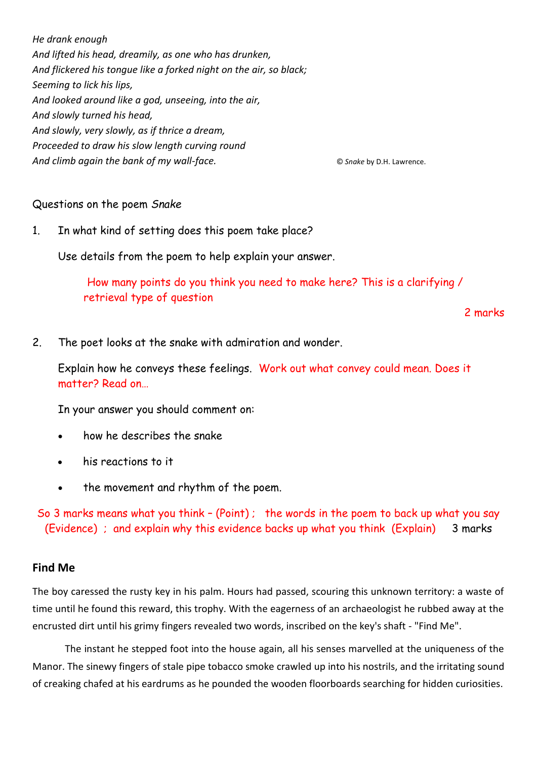*He drank enough*
*And lifted his head, dreamily, as one who has drunken,*
*And flickered his tongue like a forked night on the air, so black;*
*Seeming to lick his lips,*
*And looked around like a god, unseeing, into the air,*
*And slowly turned his head,*
*And slowly, very slowly, as if thrice a dream,*
*Proceeded to draw his slow length curving round*
*And climb again the bank of my wall-face.*

© *Snake* by D.H. Lawrence.

Questions on the poem *Snake*

1. In what kind of setting does this poem take place?

   Use details from the poem to help explain your answer.

   How many points do you think you need to make here? This is a clarifying / retrieval type of question

   2 marks

2. The poet looks at the snake with admiration and wonder.

   Explain how he conveys these feelings. Work out what convey could mean. Does it matter? Read on…

   In your answer you should comment on:

   - how he describes the snake
   - his reactions to it
   - the movement and rhythm of the poem.

So 3 marks means what you think – (Point) ; the words in the poem to back up what you say (Evidence) ; and explain why this evidence backs up what you think (Explain) 3 marks

## Find Me

The boy caressed the rusty key in his palm. Hours had passed, scouring this unknown territory: a waste of time until he found this reward, this trophy. With the eagerness of an archaeologist he rubbed away at the encrusted dirt until his grimy fingers revealed two words, inscribed on the key's shaft - "Find Me".

The instant he stepped foot into the house again, all his senses marvelled at the uniqueness of the Manor. The sinewy fingers of stale pipe tobacco smoke crawled up into his nostrils, and the irritating sound of creaking chafed at his eardrums as he pounded the wooden floorboards searching for hidden curiosities.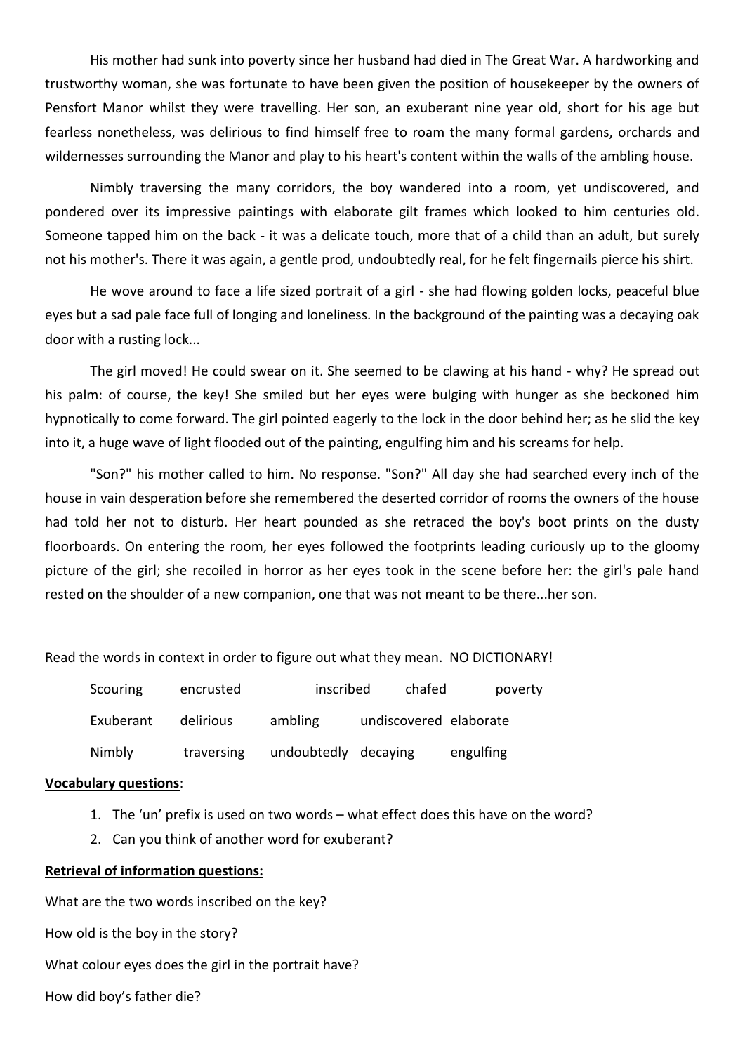His mother had sunk into poverty since her husband had died in The Great War. A hardworking and trustworthy woman, she was fortunate to have been given the position of housekeeper by the owners of Pensfort Manor whilst they were travelling. Her son, an exuberant nine year old, short for his age but fearless nonetheless, was delirious to find himself free to roam the many formal gardens, orchards and wildernesses surrounding the Manor and play to his heart's content within the walls of the ambling house.

Nimbly traversing the many corridors, the boy wandered into a room, yet undiscovered, and pondered over its impressive paintings with elaborate gilt frames which looked to him centuries old. Someone tapped him on the back - it was a delicate touch, more that of a child than an adult, but surely not his mother's. There it was again, a gentle prod, undoubtedly real, for he felt fingernails pierce his shirt.

He wove around to face a life sized portrait of a girl - she had flowing golden locks, peaceful blue eyes but a sad pale face full of longing and loneliness. In the background of the painting was a decaying oak door with a rusting lock...

The girl moved! He could swear on it. She seemed to be clawing at his hand - why? He spread out his palm: of course, the key! She smiled but her eyes were bulging with hunger as she beckoned him hypnotically to come forward. The girl pointed eagerly to the lock in the door behind her; as he slid the key into it, a huge wave of light flooded out of the painting, engulfing him and his screams for help.

"Son?" his mother called to him. No response. "Son?" All day she had searched every inch of the house in vain desperation before she remembered the deserted corridor of rooms the owners of the house had told her not to disturb. Her heart pounded as she retraced the boy's boot prints on the dusty floorboards. On entering the room, her eyes followed the footprints leading curiously up to the gloomy picture of the girl; she recoiled in horror as her eyes took in the scene before her: the girl's pale hand rested on the shoulder of a new companion, one that was not meant to be there...her son.

Read the words in context in order to figure out what they mean. NO DICTIONARY!

| | | | | |
|---|---|---|---|---|
| Scouring | encrusted | inscribed | chafed | poverty |
| Exuberant | delirious | ambling | undiscovered | elaborate |
| Nimbly | traversing | undoubtedly | decaying | engulfing |

**Vocabulary questions**:

1. The 'un' prefix is used on two words – what effect does this have on the word?
2. Can you think of another word for exuberant?

**Retrieval of information questions:**

What are the two words inscribed on the key?

How old is the boy in the story?

What colour eyes does the girl in the portrait have?

How did boy's father die?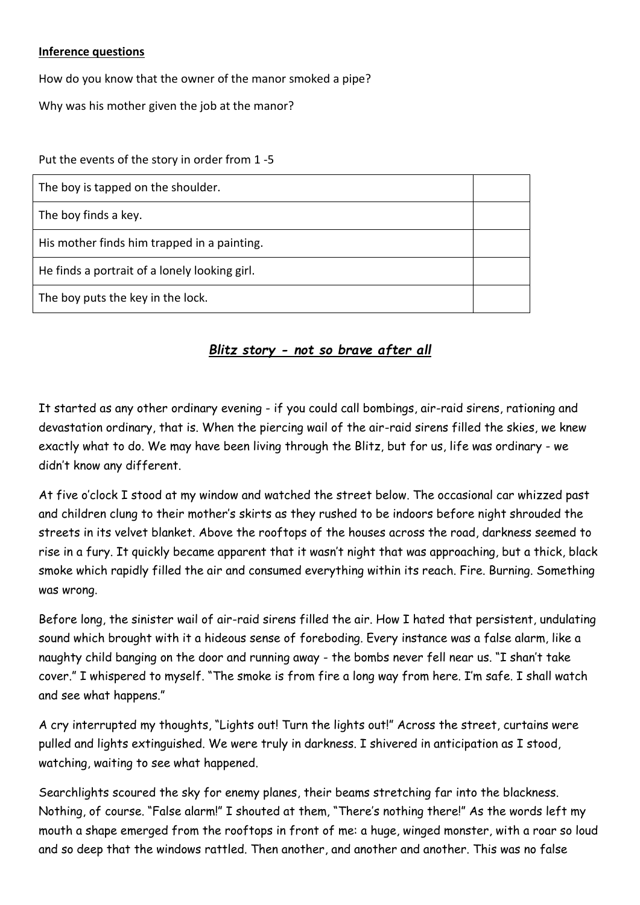**Inference questions**

How do you know that the owner of the manor smoked a pipe?

Why was his mother given the job at the manor?

Put the events of the story in order from 1 -5

| | |
|---|---|
| The boy is tapped on the shoulder. | |
| The boy finds a key. | |
| His mother finds him trapped in a painting. | |
| He finds a portrait of a lonely looking girl. | |
| The boy puts the key in the lock. | |

## ***Blitz story - not so brave after all***

It started as any other ordinary evening - if you could call bombings, air-raid sirens, rationing and devastation ordinary, that is. When the piercing wail of the air-raid sirens filled the skies, we knew exactly what to do. We may have been living through the Blitz, but for us, life was ordinary - we didn't know any different.

At five o'clock I stood at my window and watched the street below. The occasional car whizzed past and children clung to their mother's skirts as they rushed to be indoors before night shrouded the streets in its velvet blanket. Above the rooftops of the houses across the road, darkness seemed to rise in a fury. It quickly became apparent that it wasn't night that was approaching, but a thick, black smoke which rapidly filled the air and consumed everything within its reach. Fire. Burning. Something was wrong.

Before long, the sinister wail of air-raid sirens filled the air. How I hated that persistent, undulating sound which brought with it a hideous sense of foreboding. Every instance was a false alarm, like a naughty child banging on the door and running away - the bombs never fell near us. "I shan't take cover." I whispered to myself. "The smoke is from fire a long way from here. I'm safe. I shall watch and see what happens."

A cry interrupted my thoughts, "Lights out! Turn the lights out!" Across the street, curtains were pulled and lights extinguished. We were truly in darkness. I shivered in anticipation as I stood, watching, waiting to see what happened.

Searchlights scoured the sky for enemy planes, their beams stretching far into the blackness. Nothing, of course. "False alarm!" I shouted at them, "There's nothing there!" As the words left my mouth a shape emerged from the rooftops in front of me: a huge, winged monster, with a roar so loud and so deep that the windows rattled. Then another, and another and another. This was no false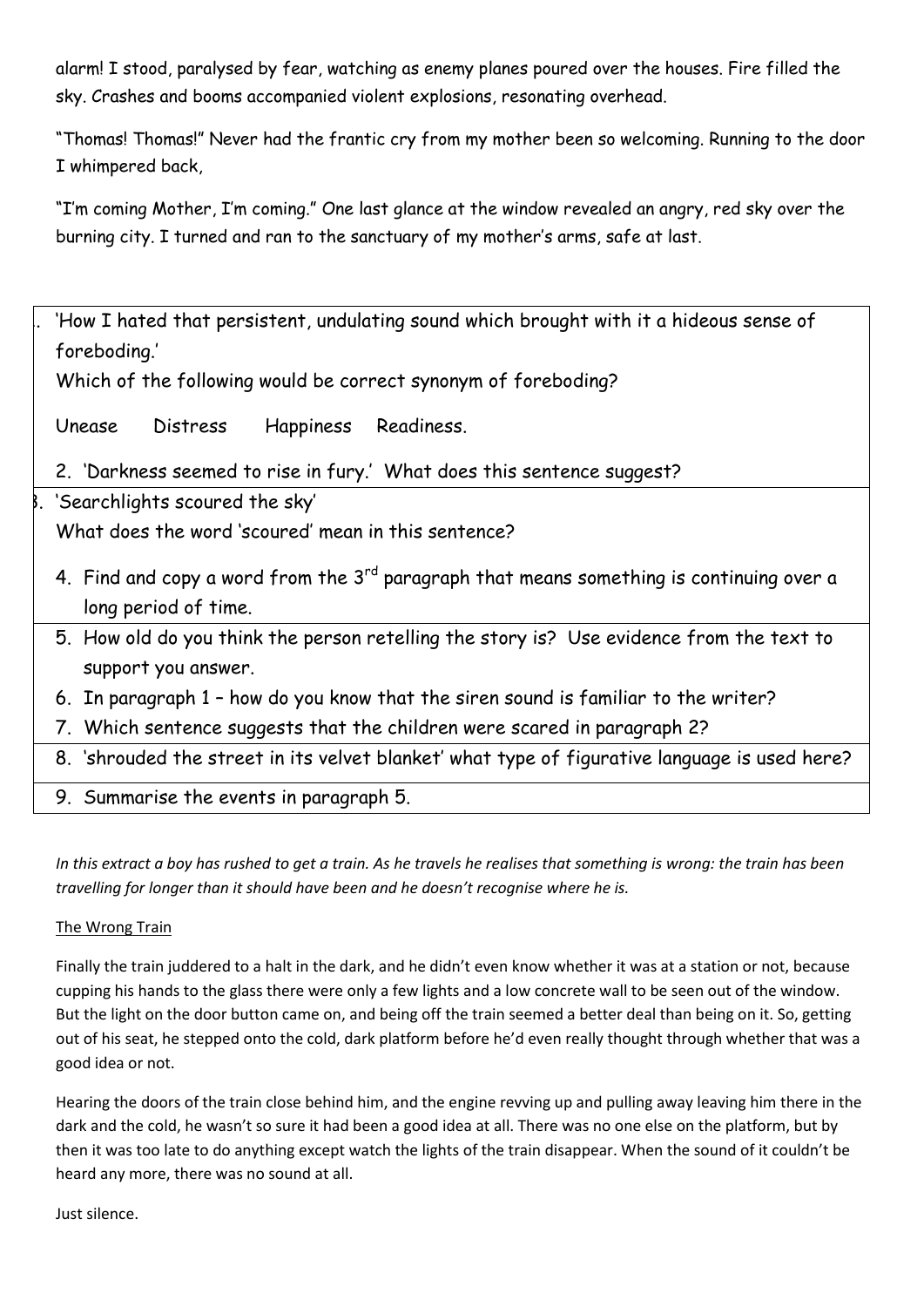alarm! I stood, paralysed by fear, watching as enemy planes poured over the houses. Fire filled the sky. Crashes and booms accompanied violent explosions, resonating overhead.

"Thomas! Thomas!" Never had the frantic cry from my mother been so welcoming. Running to the door I whimpered back,

"I'm coming Mother, I'm coming." One last glance at the window revealed an angry, red sky over the burning city. I turned and ran to the sanctuary of my mother's arms, safe at last.

1. 'How I hated that persistent, undulating sound which brought with it a hideous sense of foreboding.'
   Which of the following would be correct synonym of foreboding?

   Unease      Distress      Happiness    Readiness.

2. 'Darkness seemed to rise in fury.' What does this sentence suggest?
3. 'Searchlights scoured the sky'
   What does the word 'scoured' mean in this sentence?
4. Find and copy a word from the 3rd paragraph that means something is continuing over a long period of time.
5. How old do you think the person retelling the story is? Use evidence from the text to support you answer.
6. In paragraph 1 – how do you know that the siren sound is familiar to the writer?
7. Which sentence suggests that the children were scared in paragraph 2?
8. 'shrouded the street in its velvet blanket' what type of figurative language is used here?
9. Summarise the events in paragraph 5.

*In this extract a boy has rushed to get a train. As he travels he realises that something is wrong: the train has been travelling for longer than it should have been and he doesn't recognise where he is.*

The Wrong Train

Finally the train juddered to a halt in the dark, and he didn't even know whether it was at a station or not, because cupping his hands to the glass there were only a few lights and a low concrete wall to be seen out of the window. But the light on the door button came on, and being off the train seemed a better deal than being on it. So, getting out of his seat, he stepped onto the cold, dark platform before he'd even really thought through whether that was a good idea or not.

Hearing the doors of the train close behind him, and the engine revving up and pulling away leaving him there in the dark and the cold, he wasn't so sure it had been a good idea at all. There was no one else on the platform, but by then it was too late to do anything except watch the lights of the train disappear. When the sound of it couldn't be heard any more, there was no sound at all.

Just silence.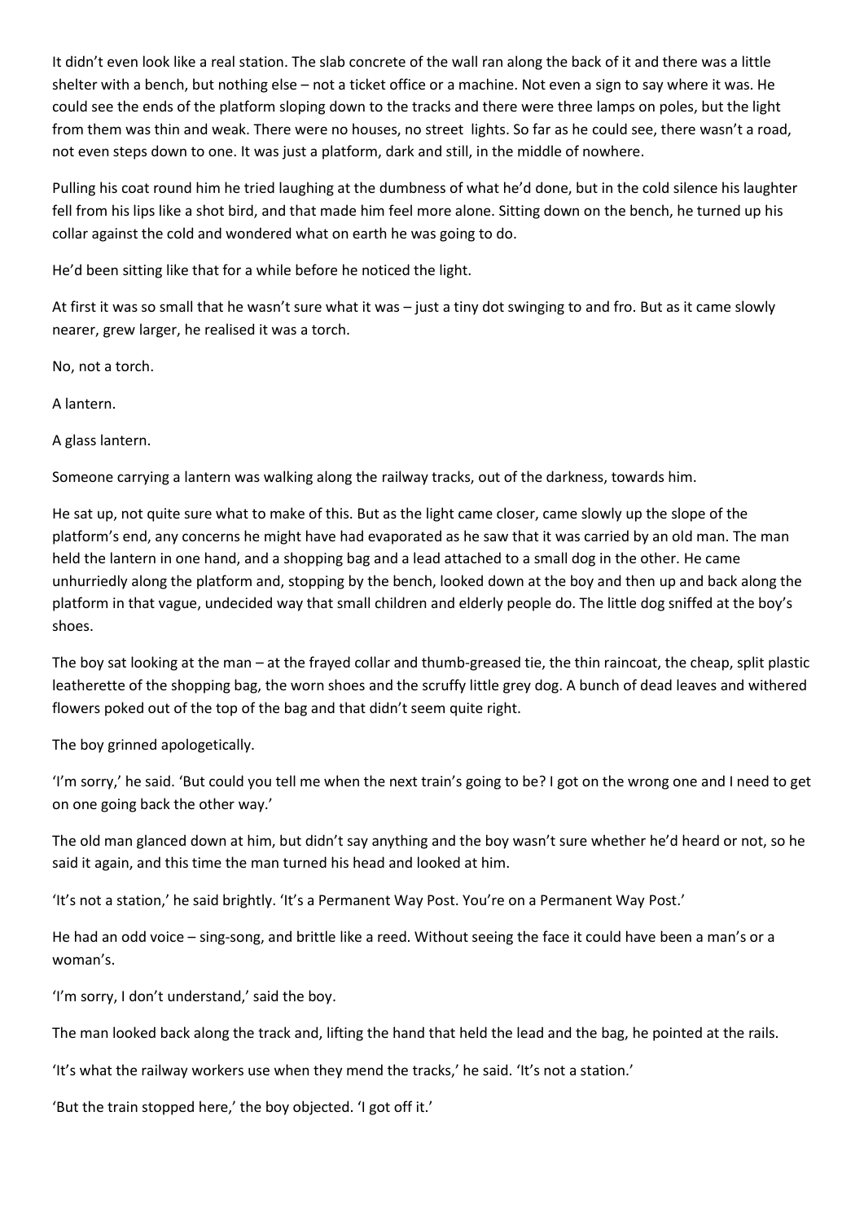It didn't even look like a real station. The slab concrete of the wall ran along the back of it and there was a little shelter with a bench, but nothing else – not a ticket office or a machine. Not even a sign to say where it was. He could see the ends of the platform sloping down to the tracks and there were three lamps on poles, but the light from them was thin and weak. There were no houses, no street lights. So far as he could see, there wasn't a road, not even steps down to one. It was just a platform, dark and still, in the middle of nowhere.

Pulling his coat round him he tried laughing at the dumbness of what he'd done, but in the cold silence his laughter fell from his lips like a shot bird, and that made him feel more alone. Sitting down on the bench, he turned up his collar against the cold and wondered what on earth he was going to do.

He'd been sitting like that for a while before he noticed the light.

At first it was so small that he wasn't sure what it was – just a tiny dot swinging to and fro. But as it came slowly nearer, grew larger, he realised it was a torch.

No, not a torch.

A lantern.

A glass lantern.

Someone carrying a lantern was walking along the railway tracks, out of the darkness, towards him.

He sat up, not quite sure what to make of this. But as the light came closer, came slowly up the slope of the platform's end, any concerns he might have had evaporated as he saw that it was carried by an old man. The man held the lantern in one hand, and a shopping bag and a lead attached to a small dog in the other. He came unhurriedly along the platform and, stopping by the bench, looked down at the boy and then up and back along the platform in that vague, undecided way that small children and elderly people do. The little dog sniffed at the boy's shoes.

The boy sat looking at the man – at the frayed collar and thumb-greased tie, the thin raincoat, the cheap, split plastic leatherette of the shopping bag, the worn shoes and the scruffy little grey dog. A bunch of dead leaves and withered flowers poked out of the top of the bag and that didn't seem quite right.

The boy grinned apologetically.

'I'm sorry,' he said. 'But could you tell me when the next train's going to be? I got on the wrong one and I need to get on one going back the other way.'

The old man glanced down at him, but didn't say anything and the boy wasn't sure whether he'd heard or not, so he said it again, and this time the man turned his head and looked at him.

'It's not a station,' he said brightly. 'It's a Permanent Way Post. You're on a Permanent Way Post.'

He had an odd voice – sing-song, and brittle like a reed. Without seeing the face it could have been a man's or a woman's.

'I'm sorry, I don't understand,' said the boy.

The man looked back along the track and, lifting the hand that held the lead and the bag, he pointed at the rails.

'It's what the railway workers use when they mend the tracks,' he said. 'It's not a station.'

'But the train stopped here,' the boy objected. 'I got off it.'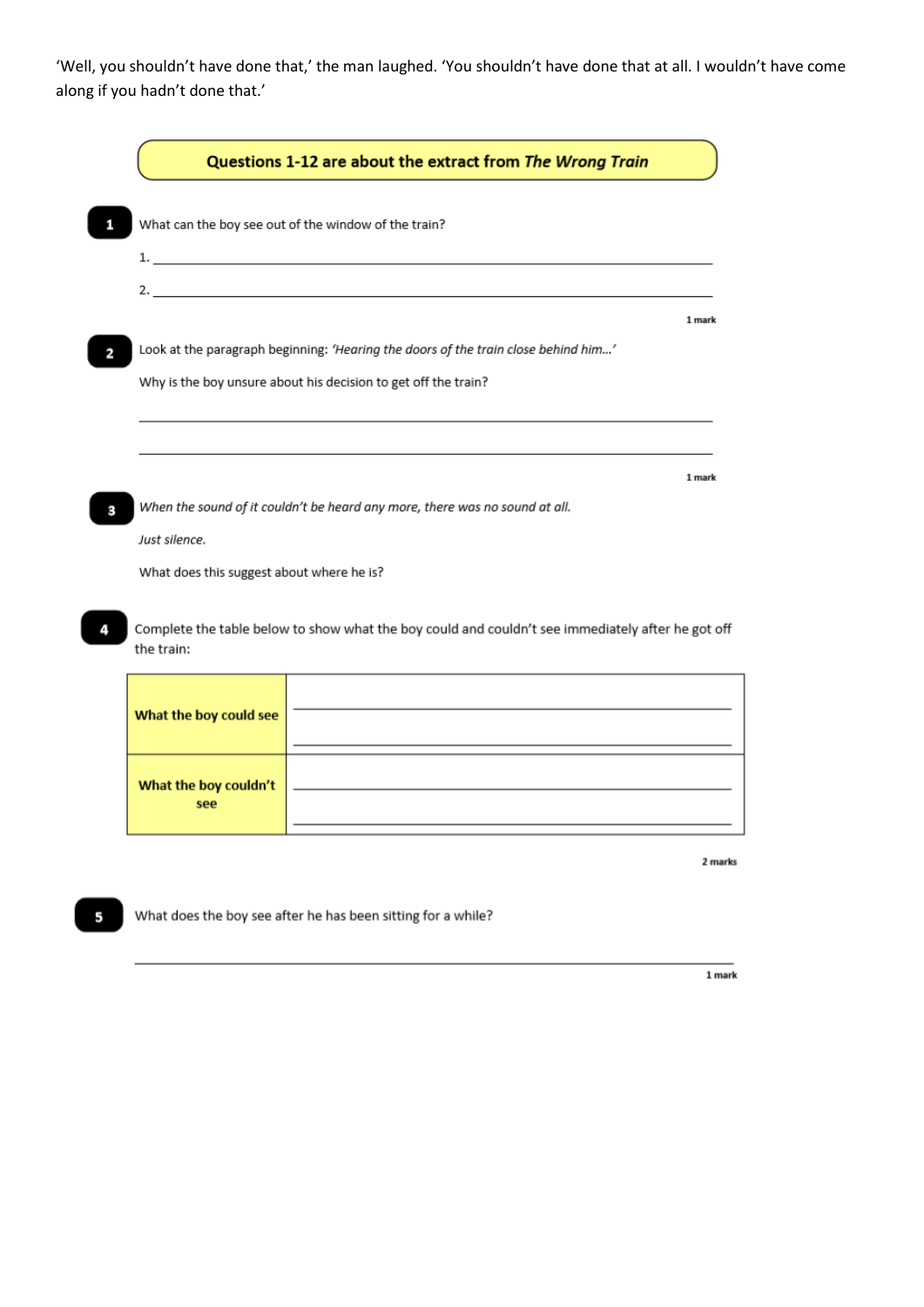'Well, you shouldn't have done that,' the man laughed. 'You shouldn't have done that at all. I wouldn't have come along if you hadn't done that.'

**Questions 1-12 are about the extract from *The Wrong Train***

**1** What can the boy see out of the window of the train?

1. \_\_\_\_\_\_\_\_\_\_\_\_\_\_\_\_\_\_\_\_\_\_\_\_\_\_\_\_\_\_\_\_\_\_\_\_\_\_\_\_

2. \_\_\_\_\_\_\_\_\_\_\_\_\_\_\_\_\_\_\_\_\_\_\_\_\_\_\_\_\_\_\_\_\_\_\_\_\_\_\_\_

1 mark

**2** Look at the paragraph beginning: *'Hearing the doors of the train close behind him…'*

Why is the boy unsure about his decision to get off the train?

\_\_\_\_\_\_\_\_\_\_\_\_\_\_\_\_\_\_\_\_\_\_\_\_\_\_\_\_\_\_\_\_\_\_\_\_\_\_\_\_

\_\_\_\_\_\_\_\_\_\_\_\_\_\_\_\_\_\_\_\_\_\_\_\_\_\_\_\_\_\_\_\_\_\_\_\_\_\_\_\_

1 mark

**3** *When the sound of it couldn't be heard any more, there was no sound at all.*

*Just silence.*

What does this suggest about where he is?

**4** Complete the table below to show what the boy could and couldn't see immediately after he got off the train:

| | |
|---|---|
| **What the boy could see** | |
| **What the boy couldn't see** | |

2 marks

**5** What does the boy see after he has been sitting for a while?

\_\_\_\_\_\_\_\_\_\_\_\_\_\_\_\_\_\_\_\_\_\_\_\_\_\_\_\_\_\_\_\_\_\_\_\_\_\_\_\_

1 mark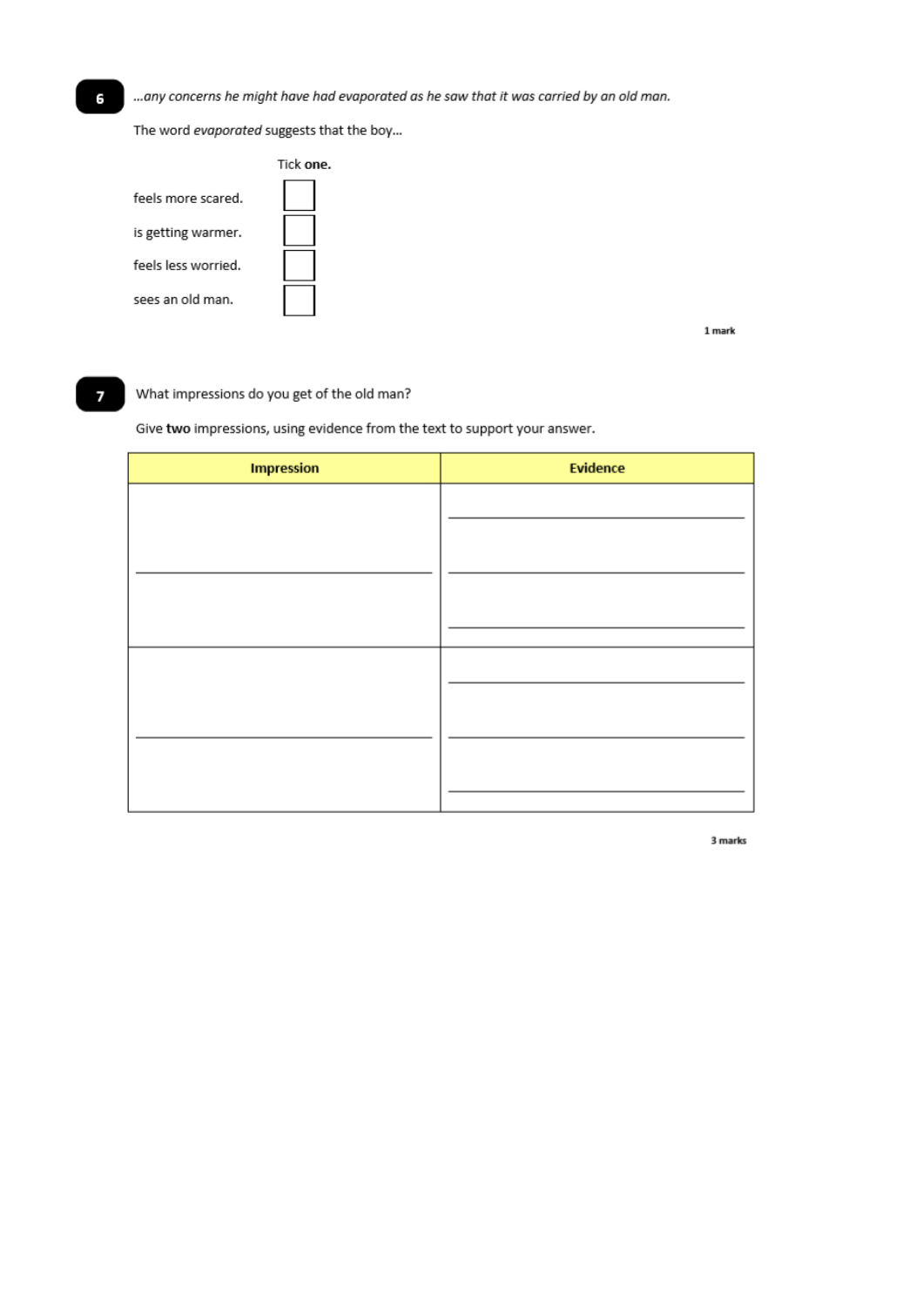**6** *...any concerns he might have had evaporated as he saw that it was carried by an old man.*

The word *evaporated* suggests that the boy...

Tick **one.**

| | |
|---|---|
| feels more scared. | ☐ |
| is getting warmer. | ☐ |
| feels less worried. | ☐ |
| sees an old man. | ☐ |

1 mark

**7** What impressions do you get of the old man?

Give **two** impressions, using evidence from the text to support your answer.

| Impression | Evidence |
|---|---|
| | |
| | |

3 marks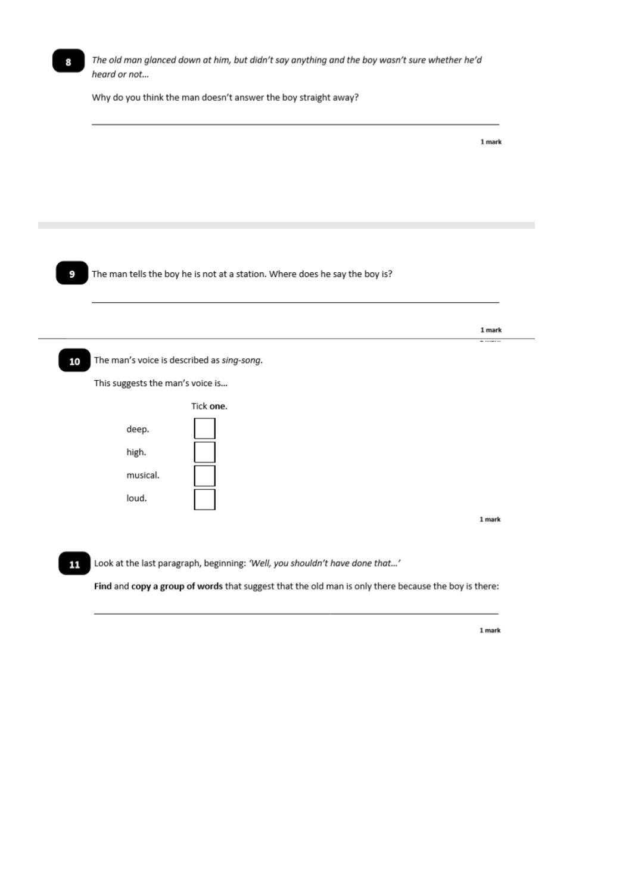**8** *The old man glanced down at him, but didn't say anything and the boy wasn't sure whether he'd heard or not...*

Why do you think the man doesn't answer the boy straight away?

______________________________________________________________________

1 mark

---

**9** The man tells the boy he is not at a station. Where does he say the boy is?

______________________________________________________________________

1 mark

---

**10** The man's voice is described as *sing-song*.

This suggests the man's voice is...

Tick **one**.

- deep. ☐
- high. ☐
- musical. ☐
- loud. ☐

1 mark

**11** Look at the last paragraph, beginning: *'Well, you shouldn't have done that...'*

**Find** and **copy a group of words** that suggest that the old man is only there because the boy is there:

______________________________________________________________________

1 mark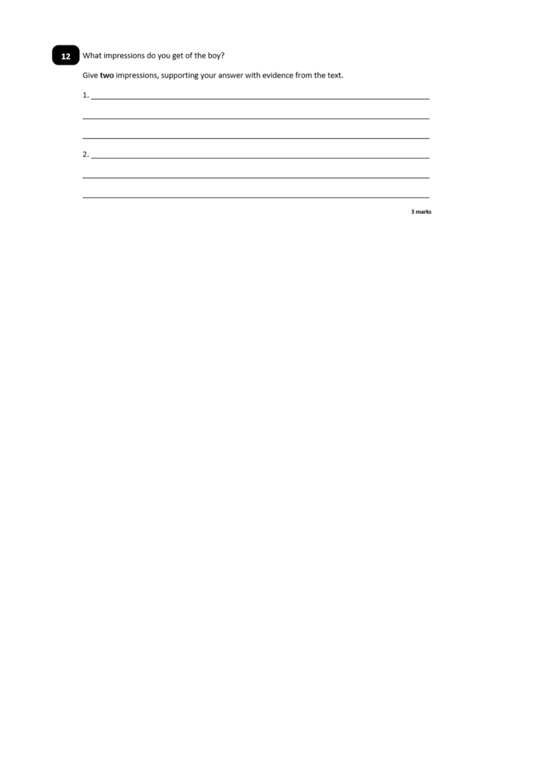**12** What impressions do you get of the boy?

Give **two** impressions, supporting your answer with evidence from the text.

1. ________________________________________________________________________________

________________________________________________________________________________

________________________________________________________________________________

2. ________________________________________________________________________________

________________________________________________________________________________

________________________________________________________________________________

3 marks